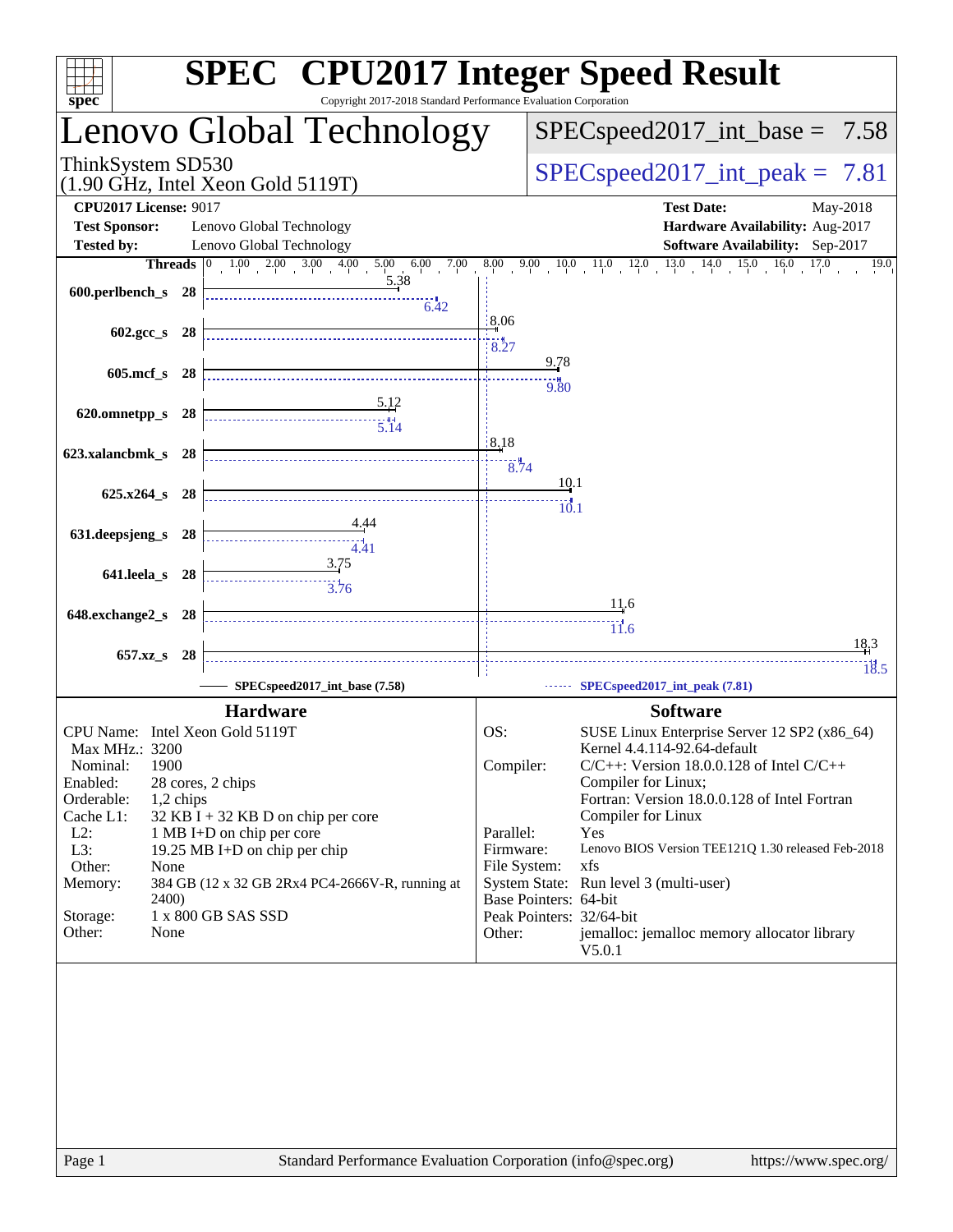# SPEC® CPU2017 Integer Speed Result

Copyright 2017-2018 Standard Performance Evaluation Corporation

## Lenovo Global Technology

ThinkSystem SD530
(1.90 GHz, Intel Xeon Gold 5119T)

SPECspeed2017_int_base = 7.58

SPECspeed2017_int_peak = 7.81

**CPU2017 License:** 9017
**Test Sponsor:** Lenovo Global Technology
**Tested by:** Lenovo Global Technology

**Test Date:** May-2018
**Hardware Availability:** Aug-2017
**Software Availability:** Sep-2017

| Benchmark | Threads | Base | Peak |
|---|---|---|---|
| 600.perlbench_s | 28 | 5.38 | 6.42 |
| 602.gcc_s | 28 | 8.06 | 8.27 |
| 605.mcf_s | 28 | 9.78 | 9.80 |
| 620.omnetpp_s | 28 | 5.12 | 5.14 |
| 623.xalancbmk_s | 28 | 8.18 | 8.74 |
| 625.x264_s | 28 | 10.1 | 10.1 |
| 631.deepsjeng_s | 28 | 4.44 | 4.41 |
| 641.leela_s | 28 | 3.75 | 3.76 |
| 648.exchange2_s | 28 | 11.6 | 11.6 |
| 657.xz_s | 28 | 18.3 | 18.5 |

SPECspeed2017_int_base (7.58) — SPECspeed2017_int_peak (7.81)

### Hardware

- **CPU Name:** Intel Xeon Gold 5119T
- **Max MHz.:** 3200
- **Nominal:** 1900
- **Enabled:** 28 cores, 2 chips
- **Orderable:** 1,2 chips
- **Cache L1:** 32 KB I + 32 KB D on chip per core
- **L2:** 1 MB I+D on chip per core
- **L3:** 19.25 MB I+D on chip per chip
- **Other:** None
- **Memory:** 384 GB (12 x 32 GB 2Rx4 PC4-2666V-R, running at 2400)
- **Storage:** 1 x 800 GB SAS SSD
- **Other:** None

### Software

- **OS:** SUSE Linux Enterprise Server 12 SP2 (x86_64) Kernel 4.4.114-92.64-default
- **Compiler:** C/C++: Version 18.0.0.128 of Intel C/C++ Compiler for Linux; Fortran: Version 18.0.0.128 of Intel Fortran Compiler for Linux
- **Parallel:** Yes
- **Firmware:** Lenovo BIOS Version TEE121Q 1.30 released Feb-2018
- **File System:** xfs
- **System State:** Run level 3 (multi-user)
- **Base Pointers:** 64-bit
- **Peak Pointers:** 32/64-bit
- **Other:** jemalloc: jemalloc memory allocator library V5.0.1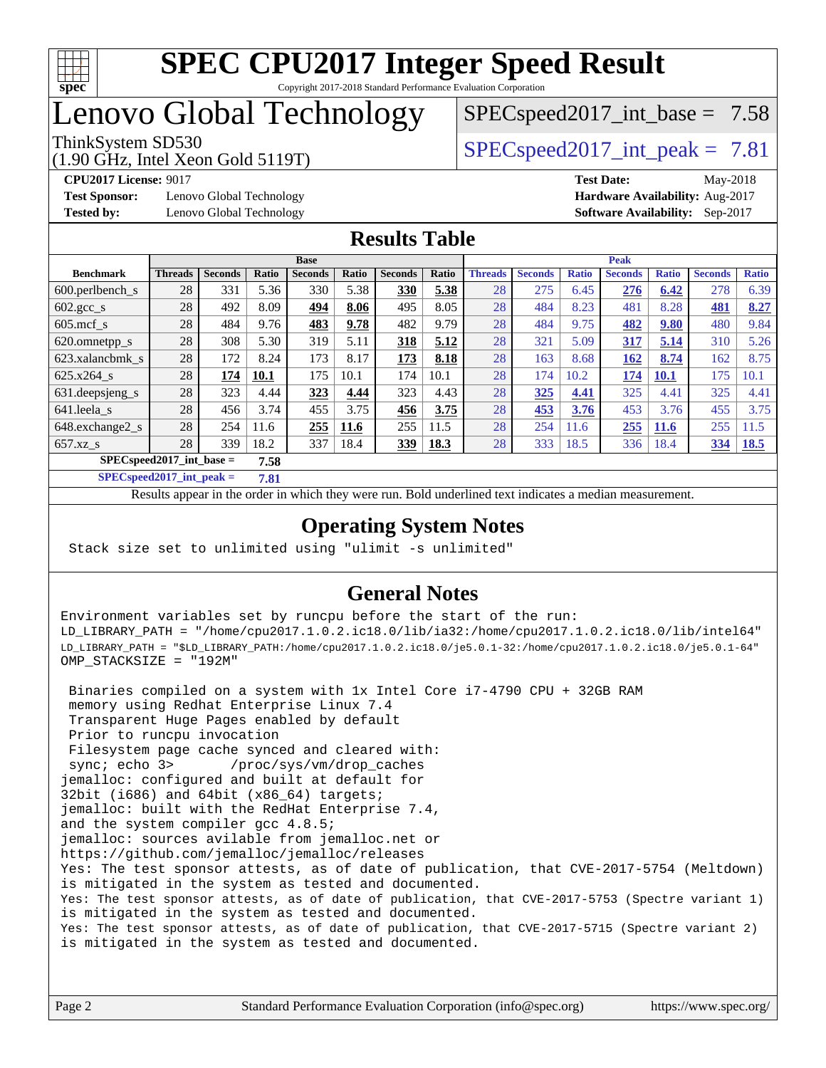# SPEC CPU2017 Integer Speed Result

Copyright 2017-2018 Standard Performance Evaluation Corporation

# Lenovo Global Technology

ThinkSystem SD530
(1.90 GHz, Intel Xeon Gold 5119T)

SPECspeed2017_int_base = 7.58

SPECspeed2017_int_peak = 7.81

**CPU2017 License:** 9017
**Test Sponsor:** Lenovo Global Technology
**Tested by:** Lenovo Global Technology

**Test Date:** May-2018
**Hardware Availability:** Aug-2017
**Software Availability:** Sep-2017

## Results Table

| | Base | | | | | | | Peak | | | | | | |
|---|---|---|---|---|---|---|---|---|---|---|---|---|---|---|
| **Benchmark** | **Threads** | **Seconds** | **Ratio** | **Seconds** | **Ratio** | **Seconds** | **Ratio** | **Threads** | **Seconds** | **Ratio** | **Seconds** | **Ratio** | **Seconds** | **Ratio** |
| 600.perlbench_s | 28 | 331 | 5.36 | 330 | 5.38 | **330** | **5.38** | 28 | 275 | 6.45 | **276** | **6.42** | 278 | 6.39 |
| 602.gcc_s | 28 | 492 | 8.09 | **494** | **8.06** | 495 | 8.05 | 28 | 484 | 8.23 | 481 | 8.28 | **481** | **8.27** |
| 605.mcf_s | 28 | 484 | 9.76 | **483** | **9.78** | 482 | 9.79 | 28 | 484 | 9.75 | **482** | **9.80** | 480 | 9.84 |
| 620.omnetpp_s | 28 | 308 | 5.30 | 319 | 5.11 | **318** | **5.12** | 28 | 321 | 5.09 | **317** | **5.14** | 310 | 5.26 |
| 623.xalancbmk_s | 28 | 172 | 8.24 | 173 | 8.17 | **173** | **8.18** | 28 | 163 | 8.68 | **162** | **8.74** | 162 | 8.75 |
| 625.x264_s | 28 | **174** | **10.1** | 175 | 10.1 | 174 | 10.1 | 28 | 174 | 10.2 | **174** | **10.1** | 175 | 10.1 |
| 631.deepsjeng_s | 28 | 323 | 4.44 | **323** | **4.44** | 323 | 4.43 | 28 | **325** | **4.41** | 325 | 4.41 | 325 | 4.41 |
| 641.leela_s | 28 | 456 | 3.74 | 455 | 3.75 | **456** | **3.75** | 28 | **453** | **3.76** | 453 | 3.76 | 455 | 3.75 |
| 648.exchange2_s | 28 | 254 | 11.6 | **255** | **11.6** | 255 | 11.5 | 28 | 254 | 11.6 | **255** | **11.6** | 255 | 11.5 |
| 657.xz_s | 28 | 339 | 18.2 | 337 | 18.4 | **339** | **18.3** | 28 | 333 | 18.5 | 336 | 18.4 | **334** | **18.5** |

**SPECspeed2017_int_base =** **7.58**

**SPECspeed2017_int_peak =** **7.81**

Results appear in the order in which they were run. Bold underlined text indicates a median measurement.

## Operating System Notes

```
Stack size set to unlimited using "ulimit -s unlimited"
```

## General Notes

```
Environment variables set by runcpu before the start of the run:
LD_LIBRARY_PATH = "/home/cpu2017.1.0.2.ic18.0/lib/ia32:/home/cpu2017.1.0.2.ic18.0/lib/intel64"
LD_LIBRARY_PATH = "$LD_LIBRARY_PATH:/home/cpu2017.1.0.2.ic18.0/je5.0.1-32:/home/cpu2017.1.0.2.ic18.0/je5.0.1-64"
OMP_STACKSIZE = "192M"

 Binaries compiled on a system with 1x Intel Core i7-4790 CPU + 32GB RAM
 memory using Redhat Enterprise Linux 7.4
 Transparent Huge Pages enabled by default
 Prior to runcpu invocation
 Filesystem page cache synced and cleared with:
 sync; echo 3>       /proc/sys/vm/drop_caches
jemalloc: configured and built at default for
32bit (i686) and 64bit (x86_64) targets;
jemalloc: built with the RedHat Enterprise 7.4,
and the system compiler gcc 4.8.5;
jemalloc: sources avilable from jemalloc.net or
https://github.com/jemalloc/jemalloc/releases
Yes: The test sponsor attests, as of date of publication, that CVE-2017-5754 (Meltdown)
is mitigated in the system as tested and documented.
Yes: The test sponsor attests, as of date of publication, that CVE-2017-5753 (Spectre variant 1)
is mitigated in the system as tested and documented.
Yes: The test sponsor attests, as of date of publication, that CVE-2017-5715 (Spectre variant 2)
is mitigated in the system as tested and documented.
```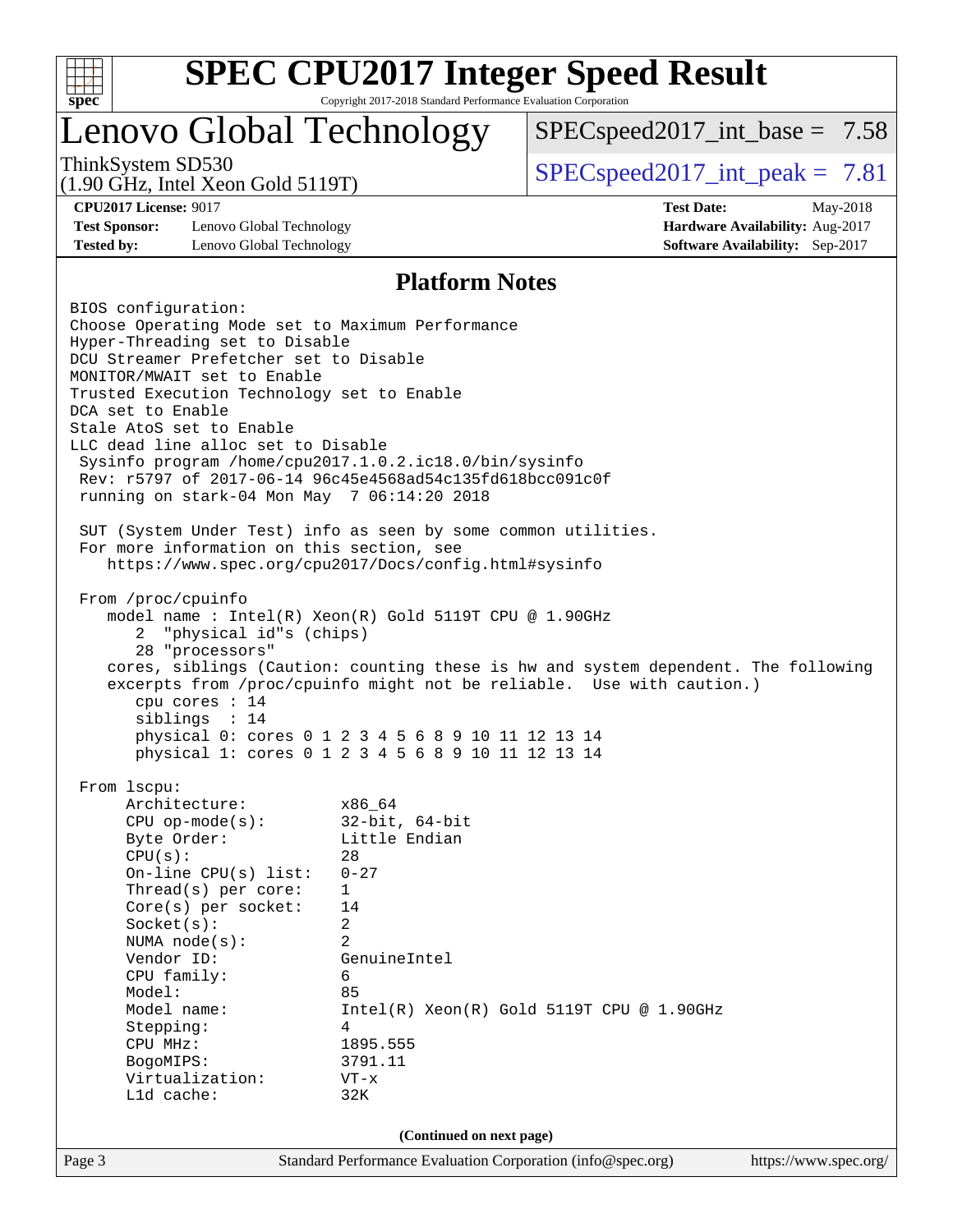# SPEC CPU2017 Integer Speed Result

Copyright 2017-2018 Standard Performance Evaluation Corporation

## Lenovo Global Technology

ThinkSystem SD530
(1.90 GHz, Intel Xeon Gold 5119T)

SPECspeed2017_int_base = 7.58

SPECspeed2017_int_peak = 7.81

**CPU2017 License:** 9017
**Test Sponsor:** Lenovo Global Technology
**Tested by:** Lenovo Global Technology

**Test Date:** May-2018
**Hardware Availability:** Aug-2017
**Software Availability:** Sep-2017

### Platform Notes

```
BIOS configuration:
Choose Operating Mode set to Maximum Performance
Hyper-Threading set to Disable
DCU Streamer Prefetcher set to Disable
MONITOR/MWAIT set to Enable
Trusted Execution Technology set to Enable
DCA set to Enable
Stale AtoS set to Enable
LLC dead line alloc set to Disable
 Sysinfo program /home/cpu2017.1.0.2.ic18.0/bin/sysinfo
 Rev: r5797 of 2017-06-14 96c45e4568ad54c135fd618bcc091c0f
 running on stark-04 Mon May  7 06:14:20 2018

 SUT (System Under Test) info as seen by some common utilities.
 For more information on this section, see
    https://www.spec.org/cpu2017/Docs/config.html#sysinfo

 From /proc/cpuinfo
    model name : Intel(R) Xeon(R) Gold 5119T CPU @ 1.90GHz
       2  "physical id"s (chips)
       28 "processors"
    cores, siblings (Caution: counting these is hw and system dependent. The following
    excerpts from /proc/cpuinfo might not be reliable.  Use with caution.)
       cpu cores : 14
       siblings  : 14
       physical 0: cores 0 1 2 3 4 5 6 8 9 10 11 12 13 14
       physical 1: cores 0 1 2 3 4 5 6 8 9 10 11 12 13 14

 From lscpu:
      Architecture:          x86_64
      CPU op-mode(s):        32-bit, 64-bit
      Byte Order:            Little Endian
      CPU(s):                28
      On-line CPU(s) list:   0-27
      Thread(s) per core:    1
      Core(s) per socket:    14
      Socket(s):             2
      NUMA node(s):          2
      Vendor ID:             GenuineIntel
      CPU family:            6
      Model:                 85
      Model name:            Intel(R) Xeon(R) Gold 5119T CPU @ 1.90GHz
      Stepping:              4
      CPU MHz:               1895.555
      BogoMIPS:              3791.11
      Virtualization:        VT-x
      L1d cache:             32K
```

(Continued on next page)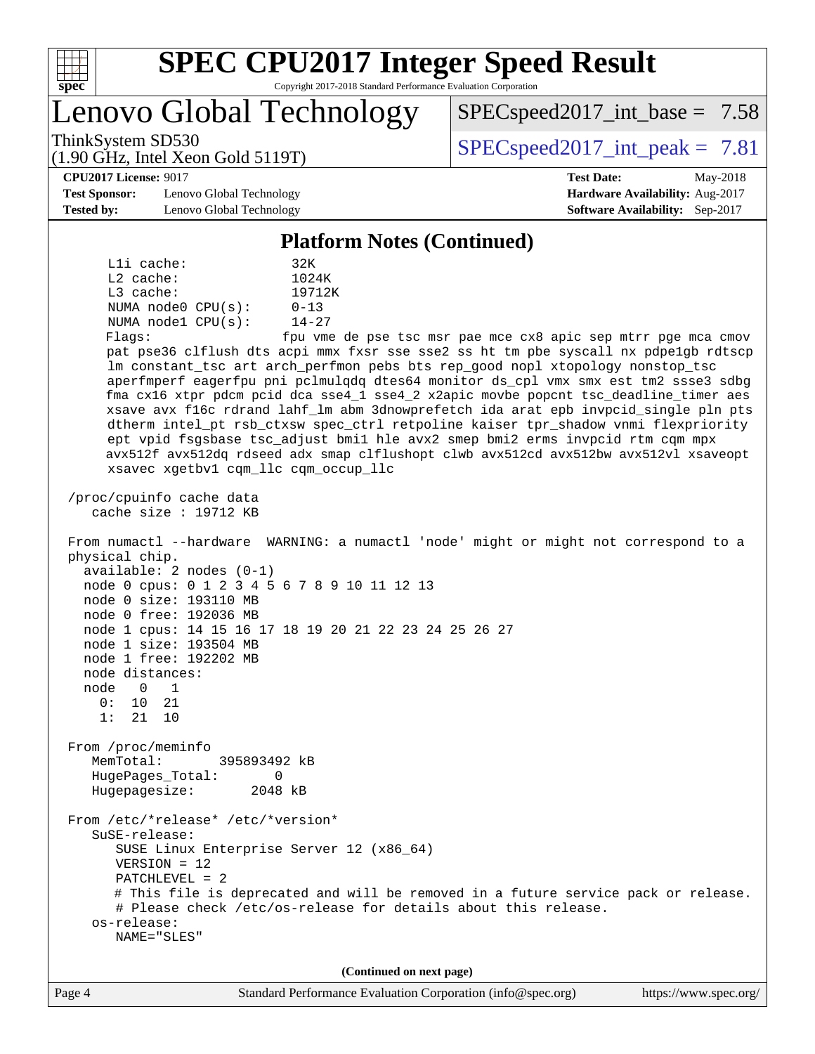# SPEC CPU2017 Integer Speed Result

Copyright 2017-2018 Standard Performance Evaluation Corporation

## Lenovo Global Technology

ThinkSystem SD530
(1.90 GHz, Intel Xeon Gold 5119T)

SPECspeed2017_int_base = 7.58

SPECspeed2017_int_peak = 7.81

**CPU2017 License:** 9017
**Test Sponsor:** Lenovo Global Technology
**Tested by:** Lenovo Global Technology

**Test Date:** May-2018
**Hardware Availability:** Aug-2017
**Software Availability:** Sep-2017

### Platform Notes (Continued)

```
     L1i cache:              32K
     L2 cache:               1024K
     L3 cache:               19712K
     NUMA node0 CPU(s):      0-13
     NUMA node1 CPU(s):      14-27
     Flags:                  fpu vme de pse tsc msr pae mce cx8 apic sep mtrr pge mca cmov
     pat pse36 clflush dts acpi mmx fxsr sse sse2 ss ht tm pbe syscall nx pdpe1gb rdtscp
     lm constant_tsc art arch_perfmon pebs bts rep_good nopl xtopology nonstop_tsc
     aperfmperf eagerfpu pni pclmulqdq dtes64 monitor ds_cpl vmx smx est tm2 ssse3 sdbg
     fma cx16 xtpr pdcm pcid dca sse4_1 sse4_2 x2apic movbe popcnt tsc_deadline_timer aes
     xsave avx f16c rdrand lahf_lm abm 3dnowprefetch ida arat epb invpcid_single pln pts
     dtherm intel_pt rsb_ctxsw spec_ctrl retpoline kaiser tpr_shadow vnmi flexpriority
     ept vpid fsgsbase tsc_adjust bmi1 hle avx2 smep bmi2 erms invpcid rtm cqm mpx
     avx512f avx512dq rdseed adx smap clflushopt clwb avx512cd avx512bw avx512vl xsaveopt
     xsavec xgetbv1 cqm_llc cqm_occup_llc

 /proc/cpuinfo cache data
    cache size : 19712 KB

 From numactl --hardware  WARNING: a numactl 'node' might or might not correspond to a
 physical chip.
   available: 2 nodes (0-1)
   node 0 cpus: 0 1 2 3 4 5 6 7 8 9 10 11 12 13
   node 0 size: 193110 MB
   node 0 free: 192036 MB
   node 1 cpus: 14 15 16 17 18 19 20 21 22 23 24 25 26 27
   node 1 size: 193504 MB
   node 1 free: 192202 MB
   node distances:
   node   0   1
     0:  10  21
     1:  21  10

 From /proc/meminfo
    MemTotal:       395893492 kB
    HugePages_Total:       0
    Hugepagesize:       2048 kB

 From /etc/*release* /etc/*version*
    SuSE-release:
       SUSE Linux Enterprise Server 12 (x86_64)
       VERSION = 12
       PATCHLEVEL = 2
       # This file is deprecated and will be removed in a future service pack or release.
       # Please check /etc/os-release for details about this release.
    os-release:
       NAME="SLES"
```

(Continued on next page)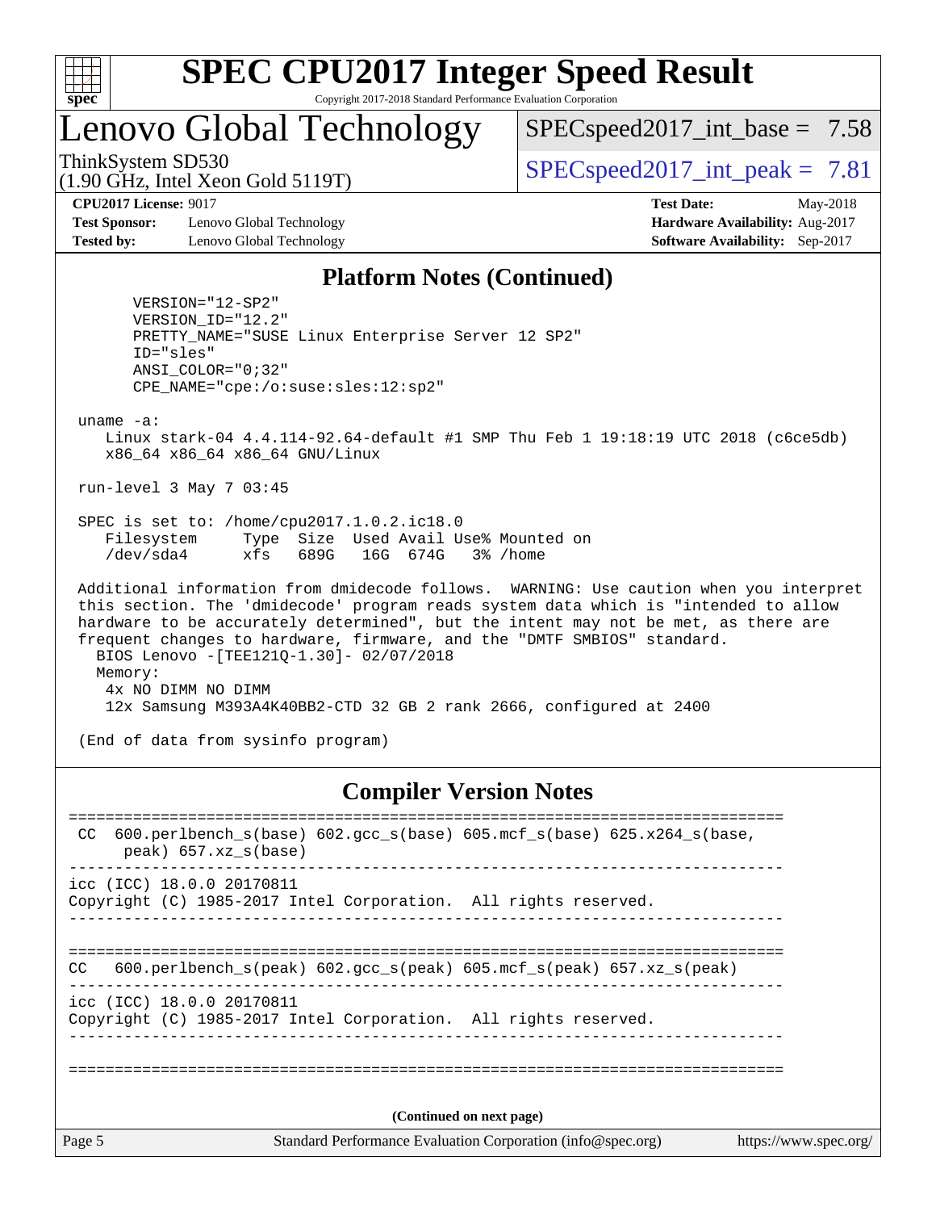## Platform Notes (Continued)

```
       VERSION="12-SP2"
       VERSION_ID="12.2"
       PRETTY_NAME="SUSE Linux Enterprise Server 12 SP2"
       ID="sles"
       ANSI_COLOR="0;32"
       CPE_NAME="cpe:/o:suse:sles:12:sp2"

 uname -a:
    Linux stark-04 4.4.114-92.64-default #1 SMP Thu Feb 1 19:18:19 UTC 2018 (c6ce5db)
    x86_64 x86_64 x86_64 GNU/Linux

 run-level 3 May 7 03:45

 SPEC is set to: /home/cpu2017.1.0.2.ic18.0
    Filesystem     Type  Size  Used Avail Use% Mounted on
    /dev/sda4      xfs   689G   16G  674G   3% /home

 Additional information from dmidecode follows.  WARNING: Use caution when you interpret
 this section. The 'dmidecode' program reads system data which is "intended to allow
 hardware to be accurately determined", but the intent may not be met, as there are
 frequent changes to hardware, firmware, and the "DMTF SMBIOS" standard.
   BIOS Lenovo -[TEE121Q-1.30]- 02/07/2018
   Memory:
    4x NO DIMM NO DIMM
    12x Samsung M393A4K40BB2-CTD 32 GB 2 rank 2666, configured at 2400

 (End of data from sysinfo program)
```

## Compiler Version Notes

```
==============================================================================
 CC  600.perlbench_s(base) 602.gcc_s(base) 605.mcf_s(base) 625.x264_s(base,
      peak) 657.xz_s(base)
------------------------------------------------------------------------------
icc (ICC) 18.0.0 20170811
Copyright (C) 1985-2017 Intel Corporation.  All rights reserved.
------------------------------------------------------------------------------

==============================================================================
CC   600.perlbench_s(peak) 602.gcc_s(peak) 605.mcf_s(peak) 657.xz_s(peak)
------------------------------------------------------------------------------
icc (ICC) 18.0.0 20170811
Copyright (C) 1985-2017 Intel Corporation.  All rights reserved.
------------------------------------------------------------------------------

==============================================================================
```

(Continued on next page)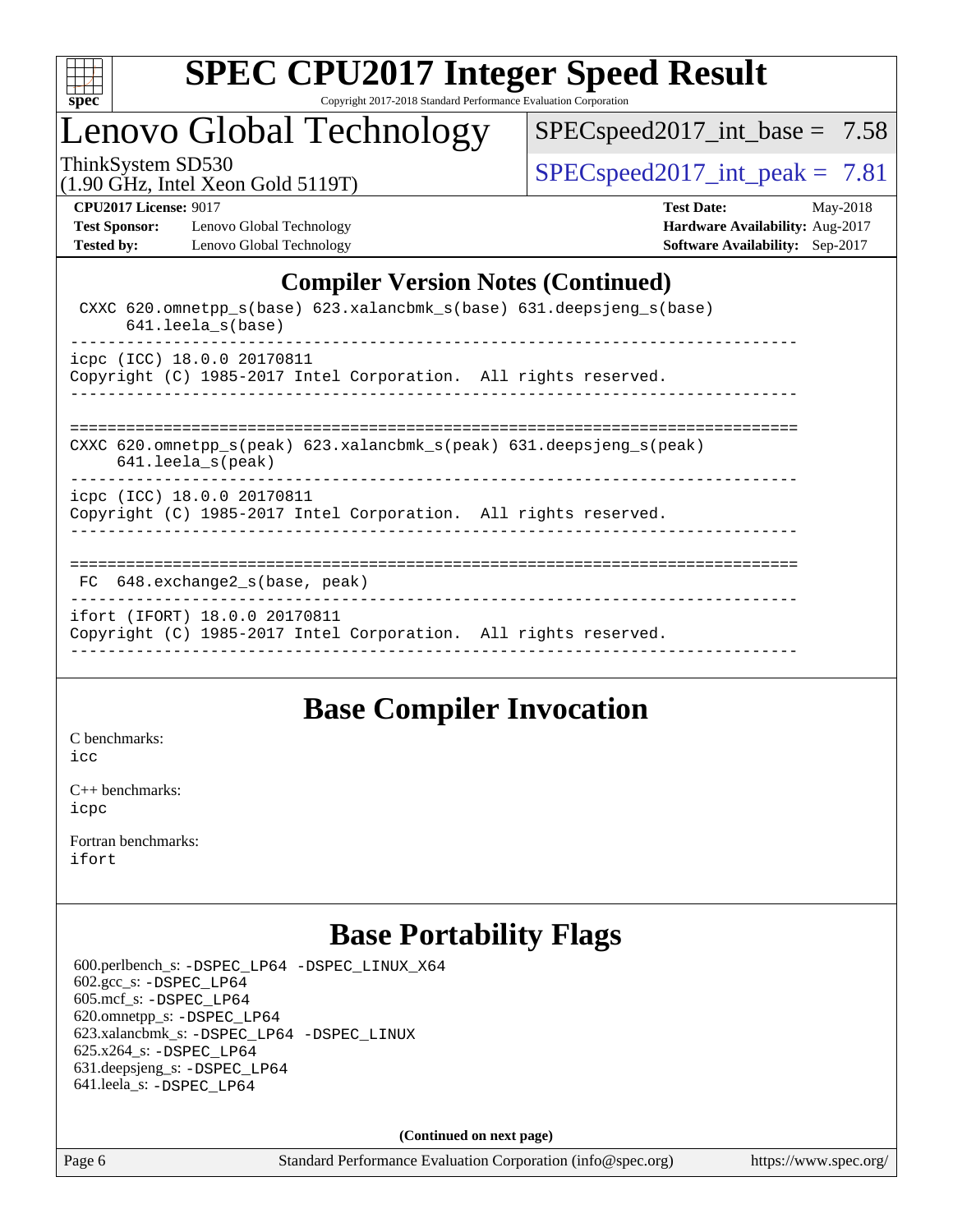## Compiler Version Notes (Continued)

```
 CXXC 620.omnetpp_s(base) 623.xalancbmk_s(base) 631.deepsjeng_s(base)
      641.leela_s(base)
------------------------------------------------------------------------------
icpc (ICC) 18.0.0 20170811
Copyright (C) 1985-2017 Intel Corporation.  All rights reserved.
------------------------------------------------------------------------------

==============================================================================
CXXC 620.omnetpp_s(peak) 623.xalancbmk_s(peak) 631.deepsjeng_s(peak)
     641.leela_s(peak)
------------------------------------------------------------------------------
icpc (ICC) 18.0.0 20170811
Copyright (C) 1985-2017 Intel Corporation.  All rights reserved.
------------------------------------------------------------------------------

==============================================================================
 FC  648.exchange2_s(base, peak)
------------------------------------------------------------------------------
ifort (IFORT) 18.0.0 20170811
Copyright (C) 1985-2017 Intel Corporation.  All rights reserved.
------------------------------------------------------------------------------
```

## Base Compiler Invocation

C benchmarks:
icc

C++ benchmarks:
icpc

Fortran benchmarks:
ifort

## Base Portability Flags

600.perlbench_s: -DSPEC_LP64 -DSPEC_LINUX_X64
602.gcc_s: -DSPEC_LP64
605.mcf_s: -DSPEC_LP64
620.omnetpp_s: -DSPEC_LP64
623.xalancbmk_s: -DSPEC_LP64 -DSPEC_LINUX
625.x264_s: -DSPEC_LP64
631.deepsjeng_s: -DSPEC_LP64
641.leela_s: -DSPEC_LP64

(Continued on next page)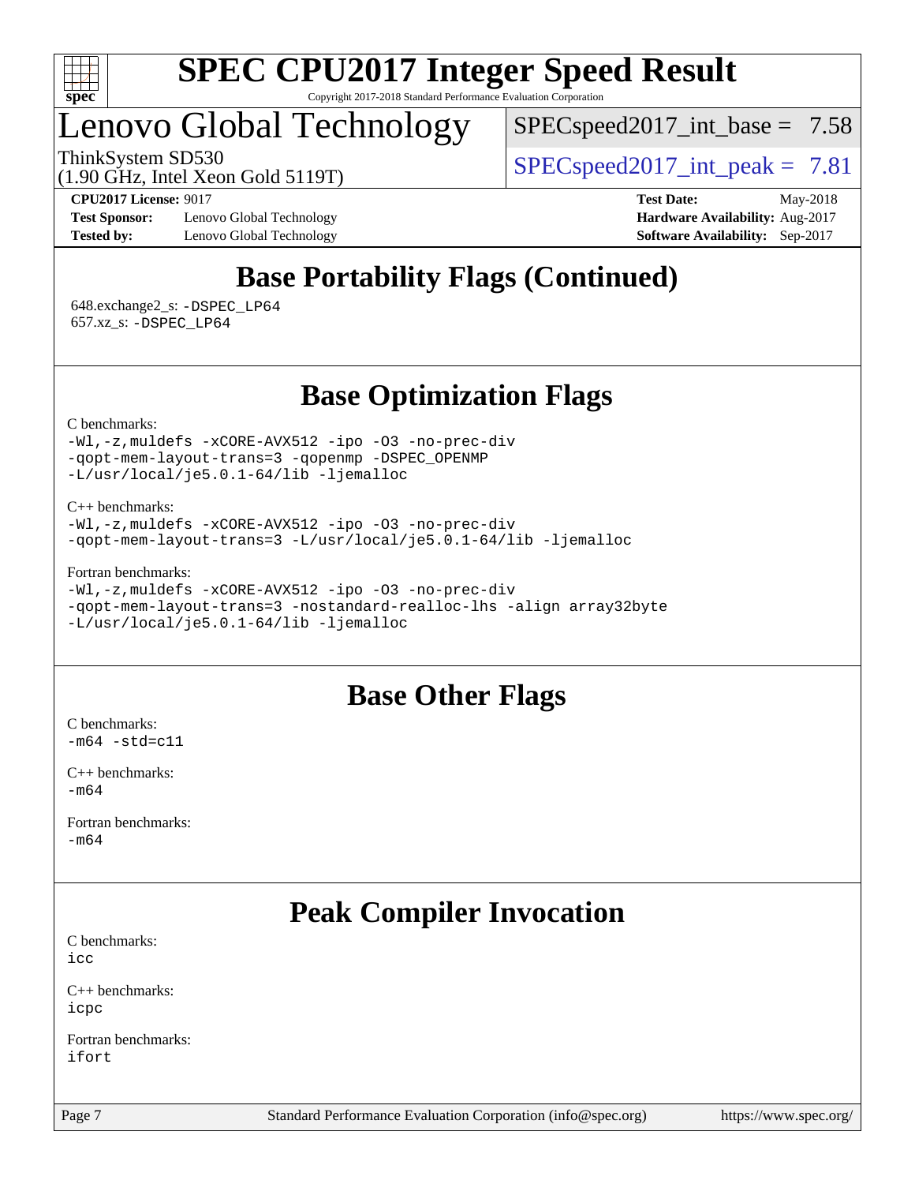# Lenovo Global Technology

ThinkSystem SD530
(1.90 GHz, Intel Xeon Gold 5119T)

SPECspeed2017_int_base = 7.58

SPECspeed2017_int_peak = 7.81

**CPU2017 License:** 9017
**Test Sponsor:** Lenovo Global Technology
**Tested by:** Lenovo Global Technology

**Test Date:** May-2018
**Hardware Availability:** Aug-2017
**Software Availability:** Sep-2017

## Base Portability Flags (Continued)

648.exchange2_s: `-DSPEC_LP64`
657.xz_s: `-DSPEC_LP64`

## Base Optimization Flags

C benchmarks:
```
-Wl,-z,muldefs -xCORE-AVX512 -ipo -O3 -no-prec-div
-qopt-mem-layout-trans=3 -qopenmp -DSPEC_OPENMP
-L/usr/local/je5.0.1-64/lib -ljemalloc
```

C++ benchmarks:
```
-Wl,-z,muldefs -xCORE-AVX512 -ipo -O3 -no-prec-div
-qopt-mem-layout-trans=3 -L/usr/local/je5.0.1-64/lib -ljemalloc
```

Fortran benchmarks:
```
-Wl,-z,muldefs -xCORE-AVX512 -ipo -O3 -no-prec-div
-qopt-mem-layout-trans=3 -nostandard-realloc-lhs -align array32byte
-L/usr/local/je5.0.1-64/lib -ljemalloc
```

## Base Other Flags

C benchmarks:
`-m64 -std=c11`

C++ benchmarks:
`-m64`

Fortran benchmarks:
`-m64`

## Peak Compiler Invocation

C benchmarks:
`icc`

C++ benchmarks:
`icpc`

Fortran benchmarks:
`ifort`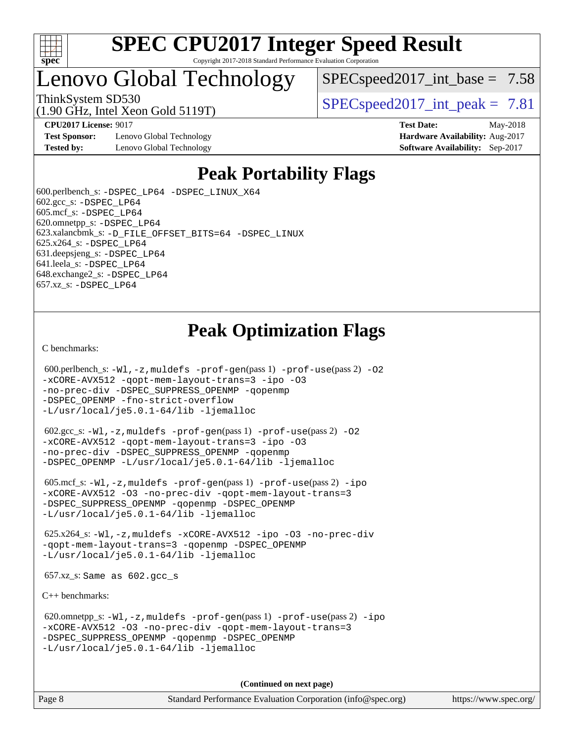# SPEC CPU2017 Integer Speed Result

Copyright 2017-2018 Standard Performance Evaluation Corporation

# Lenovo Global Technology

ThinkSystem SD530
(1.90 GHz, Intel Xeon Gold 5119T)

SPECspeed2017_int_base = 7.58

SPECspeed2017_int_peak = 7.81

**CPU2017 License:** 9017
**Test Sponsor:** Lenovo Global Technology
**Tested by:** Lenovo Global Technology

**Test Date:** May-2018
**Hardware Availability:** Aug-2017
**Software Availability:** Sep-2017

## Peak Portability Flags

600.perlbench_s: -DSPEC_LP64 -DSPEC_LINUX_X64
602.gcc_s: -DSPEC_LP64
605.mcf_s: -DSPEC_LP64
620.omnetpp_s: -DSPEC_LP64
623.xalancbmk_s: -D_FILE_OFFSET_BITS=64 -DSPEC_LINUX
625.x264_s: -DSPEC_LP64
631.deepsjeng_s: -DSPEC_LP64
641.leela_s: -DSPEC_LP64
648.exchange2_s: -DSPEC_LP64
657.xz_s: -DSPEC_LP64

## Peak Optimization Flags

C benchmarks:

600.perlbench_s: -Wl,-z,muldefs -prof-gen(pass 1) -prof-use(pass 2) -O2 -xCORE-AVX512 -qopt-mem-layout-trans=3 -ipo -O3 -no-prec-div -DSPEC_SUPPRESS_OPENMP -qopenmp -DSPEC_OPENMP -fno-strict-overflow -L/usr/local/je5.0.1-64/lib -ljemalloc

602.gcc_s: -Wl,-z,muldefs -prof-gen(pass 1) -prof-use(pass 2) -O2 -xCORE-AVX512 -qopt-mem-layout-trans=3 -ipo -O3 -no-prec-div -DSPEC_SUPPRESS_OPENMP -qopenmp -DSPEC_OPENMP -L/usr/local/je5.0.1-64/lib -ljemalloc

605.mcf_s: -Wl,-z,muldefs -prof-gen(pass 1) -prof-use(pass 2) -ipo -xCORE-AVX512 -O3 -no-prec-div -qopt-mem-layout-trans=3 -DSPEC_SUPPRESS_OPENMP -qopenmp -DSPEC_OPENMP -L/usr/local/je5.0.1-64/lib -ljemalloc

625.x264_s: -Wl,-z,muldefs -xCORE-AVX512 -ipo -O3 -no-prec-div -qopt-mem-layout-trans=3 -qopenmp -DSPEC_OPENMP -L/usr/local/je5.0.1-64/lib -ljemalloc

657.xz_s: Same as 602.gcc_s

C++ benchmarks:

620.omnetpp_s: -Wl,-z,muldefs -prof-gen(pass 1) -prof-use(pass 2) -ipo -xCORE-AVX512 -O3 -no-prec-div -qopt-mem-layout-trans=3 -DSPEC_SUPPRESS_OPENMP -qopenmp -DSPEC_OPENMP -L/usr/local/je5.0.1-64/lib -ljemalloc

**(Continued on next page)**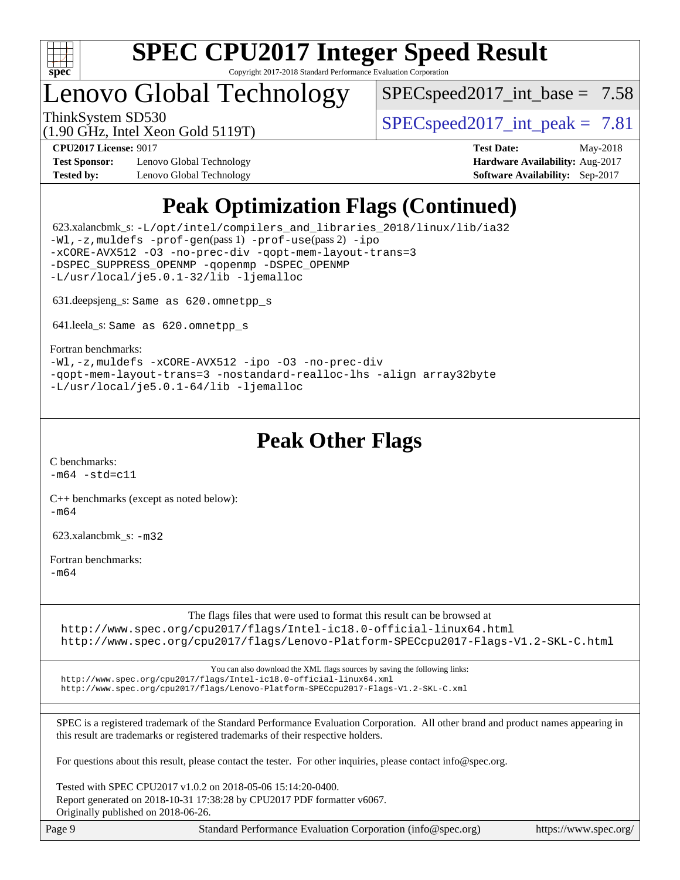# Peak Optimization Flags (Continued)

623.xalancbmk_s: -L/opt/intel/compilers_and_libraries_2018/linux/lib/ia32 -Wl,-z,muldefs -prof-gen(pass 1) -prof-use(pass 2) -ipo -xCORE-AVX512 -O3 -no-prec-div -qopt-mem-layout-trans=3 -DSPEC_SUPPRESS_OPENMP -qopenmp -DSPEC_OPENMP -L/usr/local/je5.0.1-32/lib -ljemalloc

631.deepsjeng_s: Same as 620.omnetpp_s

641.leela_s: Same as 620.omnetpp_s

Fortran benchmarks:
-Wl,-z,muldefs -xCORE-AVX512 -ipo -O3 -no-prec-div -qopt-mem-layout-trans=3 -nostandard-realloc-lhs -align array32byte -L/usr/local/je5.0.1-64/lib -ljemalloc

# Peak Other Flags

C benchmarks:
-m64 -std=c11

C++ benchmarks (except as noted below):
-m64

623.xalancbmk_s: -m32

Fortran benchmarks:
-m64

The flags files that were used to format this result can be browsed at
http://www.spec.org/cpu2017/flags/Intel-ic18.0-official-linux64.html
http://www.spec.org/cpu2017/flags/Lenovo-Platform-SPECcpu2017-Flags-V1.2-SKL-C.html

You can also download the XML flags sources by saving the following links:
http://www.spec.org/cpu2017/flags/Intel-ic18.0-official-linux64.xml
http://www.spec.org/cpu2017/flags/Lenovo-Platform-SPECcpu2017-Flags-V1.2-SKL-C.xml

SPEC is a registered trademark of the Standard Performance Evaluation Corporation. All other brand and product names appearing in this result are trademarks or registered trademarks of their respective holders.

For questions about this result, please contact the tester. For other inquiries, please contact info@spec.org.

Tested with SPEC CPU2017 v1.0.2 on 2018-05-06 15:14:20-0400.
Report generated on 2018-10-31 17:38:28 by CPU2017 PDF formatter v6067.
Originally published on 2018-06-26.